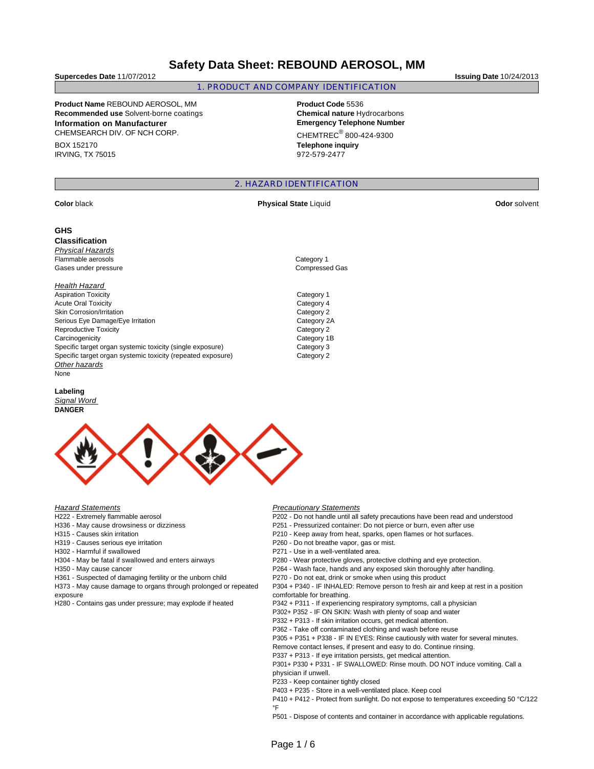# Safety Data Sheet: REBOUND AEROSOL, MM

**Supercedes Date** 11/07/2012 **Issuing Date** 10/24/2013

## 1. PRODUCT AND COMPANY IDENTIFICATION

**Product Name** REBOUND AEROSOL, MM
**Recommended use** Solvent-borne coatings
**Information on Manufacturer**
CHEMSEARCH DIV. OF NCH CORP.

BOX 152170
IRVING, TX 75015

**Product Code** 5536
**Chemical nature** Hydrocarbons
**Emergency Telephone Number**
CHEMTREC® 800-424-9300
**Telephone inquiry**
972-579-2477

## 2. HAZARD IDENTIFICATION

**Color** black **Physical State** Liquid **Odor** solvent

### GHS Classification

*Physical Hazards*

| | |
|---|---|
| Flammable aerosols | Category 1 |
| Gases under pressure | Compressed Gas |

*Health Hazard*

| | |
|---|---|
| Aspiration Toxicity | Category 1 |
| Acute Oral Toxicity | Category 4 |
| Skin Corrosion/Irritation | Category 2 |
| Serious Eye Damage/Eye Irritation | Category 2A |
| Reproductive Toxicity | Category 2 |
| Carcinogenicity | Category 1B |
| Specific target organ systemic toxicity (single exposure) | Category 3 |
| Specific target organ systemic toxicity (repeated exposure) | Category 2 |

*Other hazards*
None

### Labeling

*Signal Word*
**DANGER**

*Hazard Statements*
H222 - Extremely flammable aerosol
H336 - May cause drowsiness or dizziness
H315 - Causes skin irritation
H319 - Causes serious eye irritation
H302 - Harmful if swallowed
H304 - May be fatal if swallowed and enters airways
H350 - May cause cancer
H361 - Suspected of damaging fertility or the unborn child
H373 - May cause damage to organs through prolonged or repeated exposure
H280 - Contains gas under pressure; may explode if heated

*Precautionary Statements*
P202 - Do not handle until all safety precautions have been read and understood
P251 - Pressurized container: Do not pierce or burn, even after use
P210 - Keep away from heat, sparks, open flames or hot surfaces.
P260 - Do not breathe vapor, gas or mist.
P271 - Use in a well-ventilated area.
P280 - Wear protective gloves, protective clothing and eye protection.
P264 - Wash face, hands and any exposed skin thoroughly after handling.
P270 - Do not eat, drink or smoke when using this product
P304 + P340 - IF INHALED: Remove person to fresh air and keep at rest in a position comfortable for breathing.
P342 + P311 - If experiencing respiratory symptoms, call a physician
P302+ P352 - IF ON SKIN: Wash with plenty of soap and water
P332 + P313 - If skin irritation occurs, get medical attention.
P362 - Take off contaminated clothing and wash before reuse
P305 + P351 + P338 - IF IN EYES: Rinse cautiously with water for several minutes. Remove contact lenses, if present and easy to do. Continue rinsing.
P337 + P313 - If eye irritation persists, get medical attention.
P301+ P330 + P331 - IF SWALLOWED: Rinse mouth. DO NOT induce vomiting. Call a physician if unwell.
P233 - Keep container tightly closed
P403 + P235 - Store in a well-ventilated place. Keep cool
P410 + P412 - Protect from sunlight. Do not expose to temperatures exceeding 50 °C/122 °F
P501 - Dispose of contents and container in accordance with applicable regulations.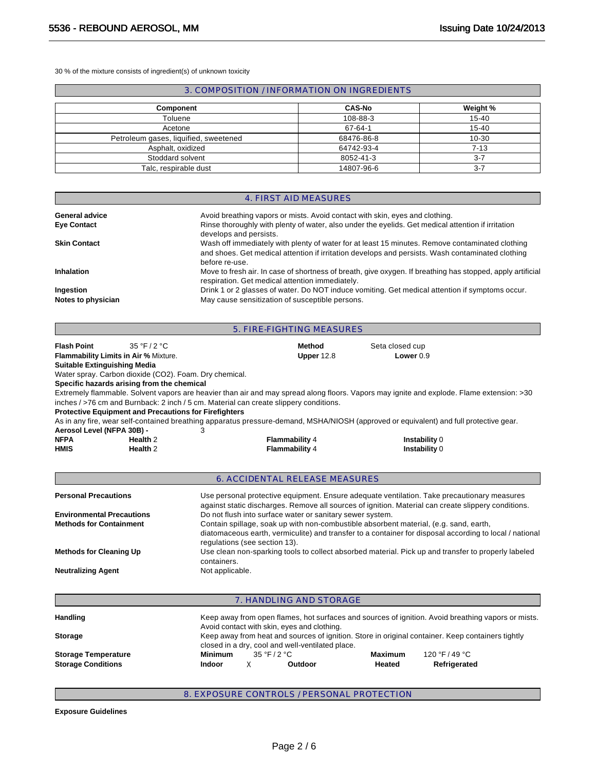30 % of the mixture consists of ingredient(s) of unknown toxicity

## 3. COMPOSITION / INFORMATION ON INGREDIENTS

| Component | CAS-No | Weight % |
|---|---|---|
| Toluene | 108-88-3 | 15-40 |
| Acetone | 67-64-1 | 15-40 |
| Petroleum gases, liquified, sweetened | 68476-86-8 | 10-30 |
| Asphalt, oxidized | 64742-93-4 | 7-13 |
| Stoddard solvent | 8052-41-3 | 3-7 |
| Talc, respirable dust | 14807-96-6 | 3-7 |

## 4. FIRST AID MEASURES

**General advice** Avoid breathing vapors or mists. Avoid contact with skin, eyes and clothing.

**Eye Contact** Rinse thoroughly with plenty of water, also under the eyelids. Get medical attention if irritation develops and persists.

**Skin Contact** Wash off immediately with plenty of water for at least 15 minutes. Remove contaminated clothing and shoes. Get medical attention if irritation develops and persists. Wash contaminated clothing before re-use.

**Inhalation** Move to fresh air. In case of shortness of breath, give oxygen. If breathing has stopped, apply artificial respiration. Get medical attention immediately.

**Ingestion** Drink 1 or 2 glasses of water. Do NOT induce vomiting. Get medical attention if symptoms occur.

**Notes to physician** May cause sensitization of susceptible persons.

## 5. FIRE-FIGHTING MEASURES

**Flash Point** 35 °F / 2 °C **Method** Seta closed cup

**Flammability Limits in Air %** Mixture. **Upper** 12.8 **Lower** 0.9

**Suitable Extinguishing Media**

Water spray. Carbon dioxide ($CO_2$). Foam. Dry chemical.

**Specific hazards arising from the chemical**

Extremely flammable. Solvent vapors are heavier than air and may spread along floors. Vapors may ignite and explode. Flame extension: >30 inches / >76 cm and Burnback: 2 inch / 5 cm. Material can create slippery conditions.

**Protective Equipment and Precautions for Firefighters**

As in any fire, wear self-contained breathing apparatus pressure-demand, MSHA/NIOSH (approved or equivalent) and full protective gear.

**Aerosol Level (NFPA 30B) -** 3

| | Health | Flammability | Instability |
|---|---|---|---|
| **NFPA** | 2 | 4 | 0 |
| **HMIS** | 2 | 4 | 0 |

## 6. ACCIDENTAL RELEASE MEASURES

**Personal Precautions** Use personal protective equipment. Ensure adequate ventilation. Take precautionary measures against static discharges. Remove all sources of ignition. Material can create slippery conditions.

**Environmental Precautions** Do not flush into surface water or sanitary sewer system.

**Methods for Containment** Contain spillage, soak up with non-combustible absorbent material, (e.g. sand, earth, diatomaceous earth, vermiculite) and transfer to a container for disposal according to local / national regulations (see section 13).

**Methods for Cleaning Up** Use clean non-sparking tools to collect absorbed material. Pick up and transfer to properly labeled containers.

**Neutralizing Agent** Not applicable.

## 7. HANDLING AND STORAGE

**Handling** Keep away from open flames, hot surfaces and sources of ignition. Avoid breathing vapors or mists. Avoid contact with skin, eyes and clothing.

**Storage** Keep away from heat and sources of ignition. Store in original container. Keep containers tightly closed in a dry, cool and well-ventilated place.

**Storage Temperature** **Minimum** 35 °F / 2 °C **Maximum** 120 °F / 49 °C

**Storage Conditions** **Indoor** X **Outdoor** **Heated** **Refrigerated**

## 8. EXPOSURE CONTROLS / PERSONAL PROTECTION

**Exposure Guidelines**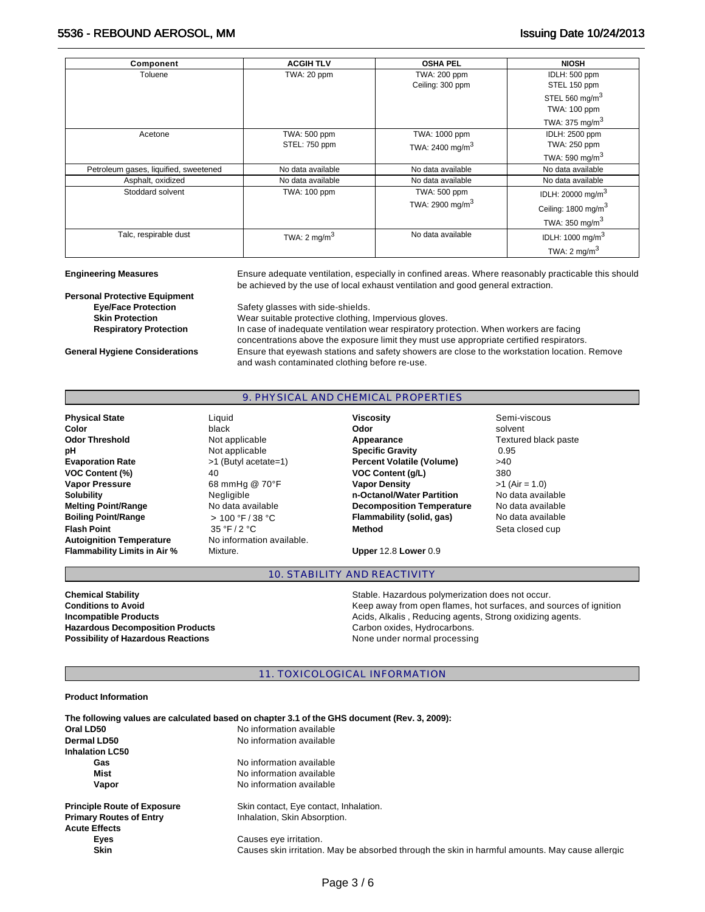| Component | ACGIH TLV | OSHA PEL | NIOSH |
|---|---|---|---|
| Toluene | TWA: 20 ppm | TWA: 200 ppm<br>Ceiling: 300 ppm | IDLH: 500 ppm<br>STEL 150 ppm<br>STEL 560 $mg/m^3$<br>TWA: 100 ppm<br>TWA: 375 $mg/m^3$ |
| Acetone | TWA: 500 ppm<br>STEL: 750 ppm | TWA: 1000 ppm<br>TWA: 2400 $mg/m^3$ | IDLH: 2500 ppm<br>TWA: 250 ppm<br>TWA: 590 $mg/m^3$ |
| Petroleum gases, liquified, sweetened | No data available | No data available | No data available |
| Asphalt, oxidized | No data available | No data available | No data available |
| Stoddard solvent | TWA: 100 ppm | TWA: 500 ppm<br>TWA: 2900 $mg/m^3$ | IDLH: 20000 $mg/m^3$<br>Ceiling: 1800 $mg/m^3$<br>TWA: 350 $mg/m^3$ |
| Talc, resirable dust | TWA: 2 $mg/m^3$ | No data available | IDLH: 1000 $mg/m^3$<br>TWA: 2 $mg/m^3$ |

**Engineering Measures** Ensure adequate ventilation, especially in confined areas. Where reasonably practicable this should be achieved by the use of local exhaust ventilation and good general extraction.

**Personal Protective Equipment**

**Eye/Face Protection** Safety glasses with side-shields.

**Skin Protection** Wear suitable protective clothing, Impervious gloves.

**Respiratory Protection** In case of inadequate ventilation wear respiratory protection. When workers are facing concentrations above the exposure limit they must use appropriate certified respirators.

**General Hygiene Considerations** Ensure that eyewash stations and safety showers are close to the workstation location. Remove and wash contaminated clothing before re-use.

## 9. PHYSICAL AND CHEMICAL PROPERTIES

| | | | |
|---|---|---|---|
| **Physical State** | Liquid | **Viscosity** | Semi-viscous |
| **Color** | black | **Odor** | solvent |
| **Odor Threshold** | Not applicable | **Appearance** | Textured black paste |
| **pH** | Not applicable | **Specific Gravity** | 0.95 |
| **Evaporation Rate** | >1 (Butyl acetate=1) | **Percent Volatile (Volume)** | >40 |
| **VOC Content (%)** | 40 | **VOC Content (g/L)** | 380 |
| **Vapor Pressure** | 68 mmHg @ 70°F | **Vapor Density** | >1 (Air = 1.0) |
| **Solubility** | Negligible | **n-Octanol/Water Partition** | No data available |
| **Melting Point/Range** | No data available | **Decomposition Temperature** | No data available |
| **Boiling Point/Range** | > 100 °F / 38 °C | **Flammability (solid, gas)** | No data available |
| **Flash Point** | 35 °F / 2 °C | **Method** | Seta closed cup |
| **Autoignition Temperature** | No information available. | | |
| **Flammability Limits in Air %** | Mixture. | **Upper** 12.8 **Lower** 0.9 | |

## 10. STABILITY AND REACTIVITY

**Chemical Stability** Stable. Hazardous polymerization does not occur.

**Conditions to Avoid** Keep away from open flames, hot surfaces, and sources of ignition

**Incompatible Products** Acids, Alkalis , Reducing agents, Strong oxidizing agents.

**Hazardous Decomposition Products** Carbon oxides, Hydrocarbons.

**Possibility of Hazardous Reactions** None under normal processing

## 11. TOXICOLOGICAL INFORMATION

**Product Information**

**The following values are calculated based on chapter 3.1 of the GHS document (Rev. 3, 2009):**

**Oral LD50** No information available

**Dermal LD50** No information available

**Inhalation LC50**

**Gas** No information available

**Mist** No information available

**Vapor** No information available

**Principle Route of Exposure** Skin contact, Eye contact, Inhalation.

**Primary Routes of Entry** Inhalation, Skin Absorption.

**Acute Effects**

**Eyes** Causes eye irritation.

**Skin** Causes skin irritation. May be absorbed through the skin in harmful amounts. May cause allergic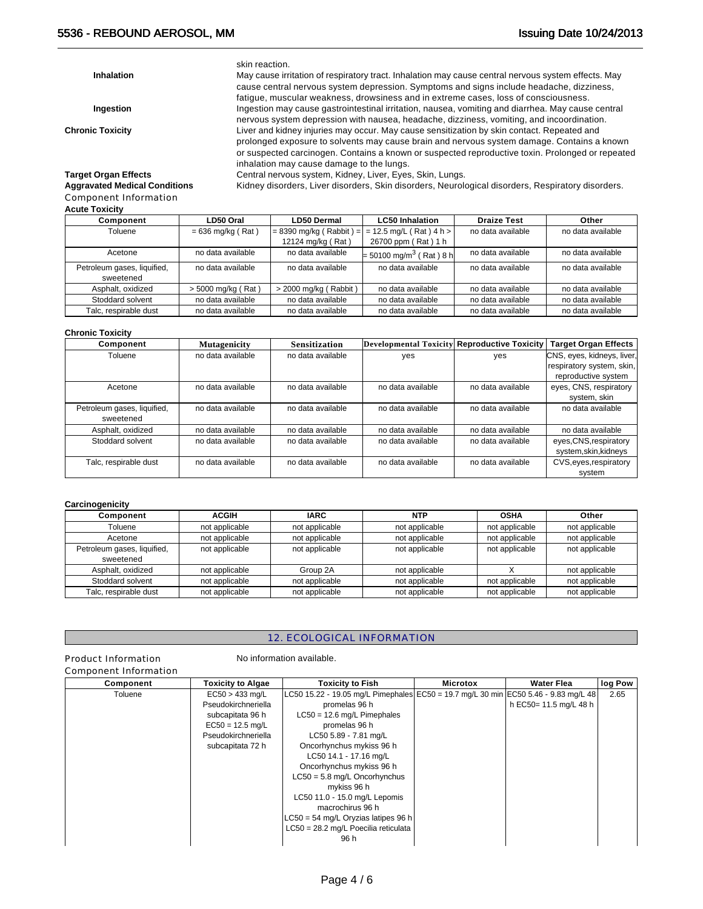| | |
|---|---|
| | skin reaction. |
| **Inhalation** | May cause irritation of respiratory tract. Inhalation may cause central nervous system effects. May cause central nervous system depression. Symptoms and signs include headache, dizziness, fatigue, muscular weakness, drowsiness and in extreme cases, loss of consciousness. |
| **Ingestion** | Ingestion may cause gastrointestinal irritation, nausea, vomiting and diarrhea. May cause central nervous system depression with nausea, headache, dizziness, vomiting, and incoordination. |
| **Chronic Toxicity** | Liver and kidney injuries may occur. May cause sensitization by skin contact. Repeated and prolonged exposure to solvents may cause brain and nervous system damage. Contains a known or suspected carcinogen. Contains a known or suspected reproductive toxin. Prolonged or repeated inhalation may cause damage to the lungs. |
| **Target Organ Effects** | Central nervous system, Kidney, Liver, Eyes, Skin, Lungs. |
| **Aggravated Medical Conditions** | Kidney disorders, Liver disorders, Skin disorders, Neurological disorders, Respiratory disorders. |

### Component Information

**Acute Toxicity**

| Component | LD50 Oral | LD50 Dermal | LC50 Inhalation | Draize Test | Other |
|---|---|---|---|---|---|
| Toluene | = 636 mg/kg ( Rat ) | = 8390 mg/kg ( Rabbit ) = 12124 mg/kg ( Rat ) | = 12.5 mg/L ( Rat ) 4 h > 26700 ppm ( Rat ) 1 h | no data available | no data available |
| Acetone | no data available | no data available | = 50100 mg/m$^3$ ( Rat ) 8 h | no data available | no data available |
| Petroleum gases, liquified, sweetened | no data available | no data available | no data available | no data available | no data available |
| Asphalt, oxidized | > 5000 mg/kg ( Rat ) | > 2000 mg/kg ( Rabbit ) | no data available | no data available | no data available |
| Stoddard solvent | no data available | no data available | no data available | no data available | no data available |
| Talc, respirable dust | no data available | no data available | no data available | no data available | no data available |

**Chronic Toxicity**

| Component | Mutagenicity | Sensitization | Developmental Toxicity | Reproductive Toxicity | Target Organ Effects |
|---|---|---|---|---|---|
| Toluene | no data available | no data available | yes | yes | CNS, eyes, kidneys, liver, respiratory system, skin, reproductive system |
| Acetone | no data available | no data available | no data available | no data available | eyes, CNS, respiratory system, skin |
| Petroleum gases, liquified, sweetened | no data available | no data available | no data available | no data available | no data available |
| Asphalt, oxidized | no data available | no data available | no data available | no data available | no data available |
| Stoddard solvent | no data available | no data available | no data available | no data available | eyes,CNS,respiratory system,skin,kidneys |
| Talc, respirable dust | no data available | no data available | no data available | no data available | CVS,eyes,respiratory system |

**Carcinogenicity**

| Component | ACGIH | IARC | NTP | OSHA | Other |
|---|---|---|---|---|---|
| Toluene | not applicable | not applicable | not applicable | not applicable | not applicable |
| Acetone | not applicable | not applicable | not applicable | not applicable | not applicable |
| Petroleum gases, liquified, sweetened | not applicable | not applicable | not applicable | not applicable | not applicable |
| Asphalt, oxidized | not applicable | Group 2A | not applicable | X | not applicable |
| Stoddard solvent | not applicable | not applicable | not applicable | not applicable | not applicable |
| Talc, respirable dust | not applicable | not applicable | not applicable | not applicable | not applicable |

## 12. ECOLOGICAL INFORMATION

**Product Information** No information available.

### Component Information

| Component | Toxicity to Algae | Toxicity to Fish | Microtox | Water Flea | log Pow |
|---|---|---|---|---|---|
| Toluene | EC50 > 433 mg/L Pseudokirchneriella subcapitata 96 h EC50 = 12.5 mg/L Pseudokirchneriella subcapitata 72 h | LC50 15.22 - 19.05 mg/L Pimephales promelas 96 h LC50 = 12.6 mg/L Pimephales promelas 96 h LC50 5.89 - 7.81 mg/L Oncorhynchus mykiss 96 h LC50 14.1 - 17.16 mg/L Oncorhynchus mykiss 96 h LC50 = 5.8 mg/L Oncorhynchus mykiss 96 h LC50 11.0 - 15.0 mg/L Lepomis macrochirus 96 h LC50 = 54 mg/L Oryzias latipes 96 h LC50 = 28.2 mg/L Poecilia reticulata 96 h | EC50 = 19.7 mg/L 30 min | EC50 5.46 - 9.83 mg/L 48 h EC50= 11.5 mg/L 48 h | 2.65 |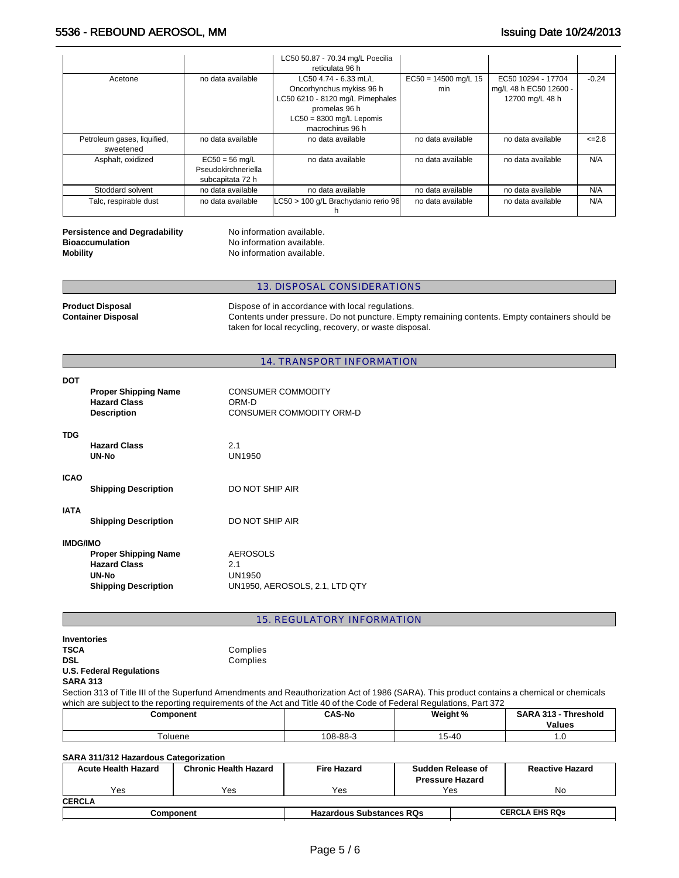| | | LC50 50.87 - 70.34 mg/L Poecilia reticulata 96 h | | | |
|---|---|---|---|---|---|
| Acetone | no data available | LC50 4.74 - 6.33 mL/L Oncorhynchus mykiss 96 h LC50 6210 - 8120 mg/L Pimephales promelas 96 h LC50 = 8300 mg/L Lepomis macrochirus 96 h | EC50 = 14500 mg/L 15 min | EC50 10294 - 17704 mg/L 48 h EC50 12600 - 12700 mg/L 48 h | -0.24 |
| Petroleum gases, liquified, sweetened | no data available | no data available | no data available | no data available | <=2.8 |
| Asphalt, oxidized | EC50 = 56 mg/L Pseudokirchneriella subcapitata 72 h | no data available | no data available | no data available | N/A |
| Stoddard solvent | no data available | no data available | no data available | no data available | N/A |
| Talc, respirable dust | no data available | LC50 > 100 g/L Brachydanio rerio 96 h | no data available | no data available | N/A |

**Persistence and Degradability** No information available.
**Bioaccumulation** No information available.
**Mobility** No information available.

## 13. DISPOSAL CONSIDERATIONS

**Product Disposal** Dispose of in accordance with local regulations.
**Container Disposal** Contents under pressure. Do not puncture. Empty remaining contents. Empty containers should be taken for local recycling, recovery, or waste disposal.

## 14. TRANSPORT INFORMATION

**DOT**

**Proper Shipping Name** CONSUMER COMMODITY
**Hazard Class** ORM-D
**Description** CONSUMER COMMODITY ORM-D

**TDG**

**Hazard Class** 2.1
**UN-No** UN1950

**ICAO**

**Shipping Description** DO NOT SHIP AIR

**IATA**

**Shipping Description** DO NOT SHIP AIR

**IMDG/IMO**

**Proper Shipping Name** AEROSOLS
**Hazard Class** 2.1
**UN-No** UN1950
**Shipping Description** UN1950, AEROSOLS, 2.1, LTD QTY

## 15. REGULATORY INFORMATION

**Inventories**
**TSCA** Complies
**DSL** Complies

**U.S. Federal Regulations**

**SARA 313**

Section 313 of Title III of the Superfund Amendments and Reauthorization Act of 1986 (SARA). This product contains a chemical or chemicals which are subject to the reporting requirements of the Act and Title 40 of the Code of Federal Regulations, Part 372

| Component | CAS-No | Weight % | SARA 313 - Threshold Values |
|---|---|---|---|
| Toluene | 108-88-3 | 15-40 | 1.0 |

**SARA 311/312 Hazardous Categorization**

| Acute Health Hazard | Chronic Health Hazard | Fire Hazard | Sudden Release of Pressure Hazard | Reactive Hazard |
|---|---|---|---|---|
| Yes | Yes | Yes | Yes | No |

**CERCLA**

| Component | Hazardous Substances RQs | CERCLA EHS RQs |
|---|---|---|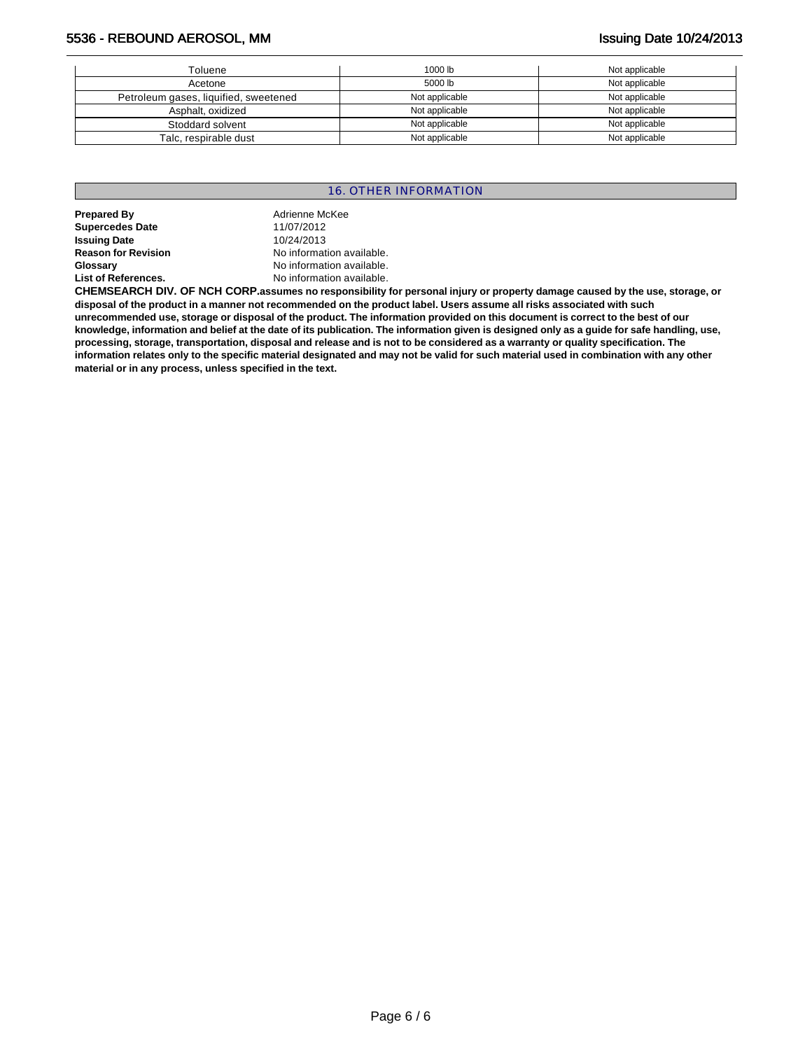| | | |
|---|---|---|
| Toluene | 1000 lb | Not applicable |
| Acetone | 5000 lb | Not applicable |
| Petroleum gases, liquified, sweetened | Not applicable | Not applicable |
| Asphalt, oxidized | Not applicable | Not applicable |
| Stoddard solvent | Not applicable | Not applicable |
| Talc, respirable dust | Not applicable | Not applicable |

## 16. OTHER INFORMATION

**Prepared By** Adrienne McKee
**Supercedes Date** 11/07/2012
**Issuing Date** 10/24/2013
**Reason for Revision** No information available.
**Glossary** No information available.
**List of References.** No information available.

**CHEMSEARCH DIV. OF NCH CORP.assumes no responsibility for personal injury or property damage caused by the use, storage, or disposal of the product in a manner not recommended on the product label. Users assume all risks associated with such unrecommended use, storage or disposal of the product. The information provided on this document is correct to the best of our knowledge, information and belief at the date of its publication. The information given is designed only as a guide for safe handling, use, processing, storage, transportation, disposal and release and is not to be considered as a warranty or quality specification. The information relates only to the specific material designated and may not be valid for such material used in combination with any other material or in any process, unless specified in the text.**